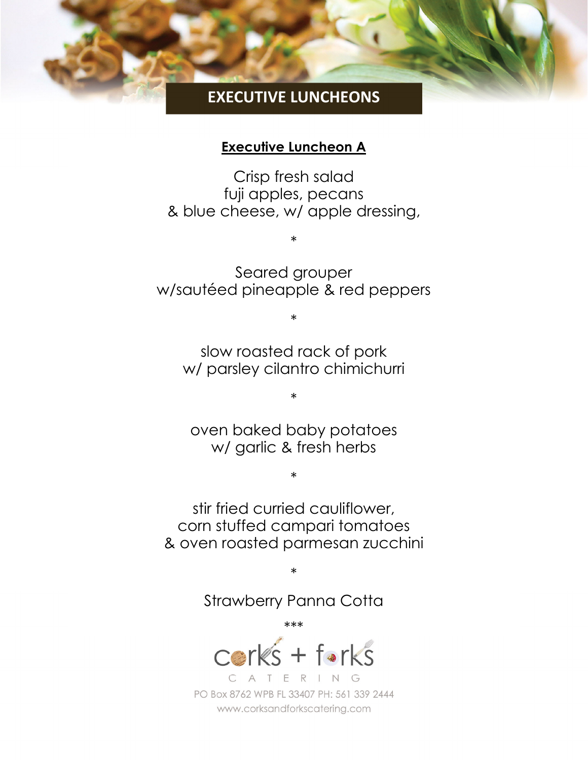# EXECUTIVE LUNCHEONS

## Executive Luncheon A

Crisp fresh salad
fuji apples, pecans
& blue cheese, w/ apple dressing,

*

Seared grouper
w/sautéed pineapple & red peppers

*

slow roasted rack of pork
w/ parsley cilantro chimichurri

*

oven baked baby potatoes
w/ garlic & fresh herbs

*

stir fried curried cauliflower,
corn stuffed campari tomatoes
& oven roasted parmesan zucchini

*

Strawberry Panna Cotta

***

corks + forks
CATERING

PO Box 8762 WPB FL 33407 PH: 561 339 2444
www.corksandforkscatering.com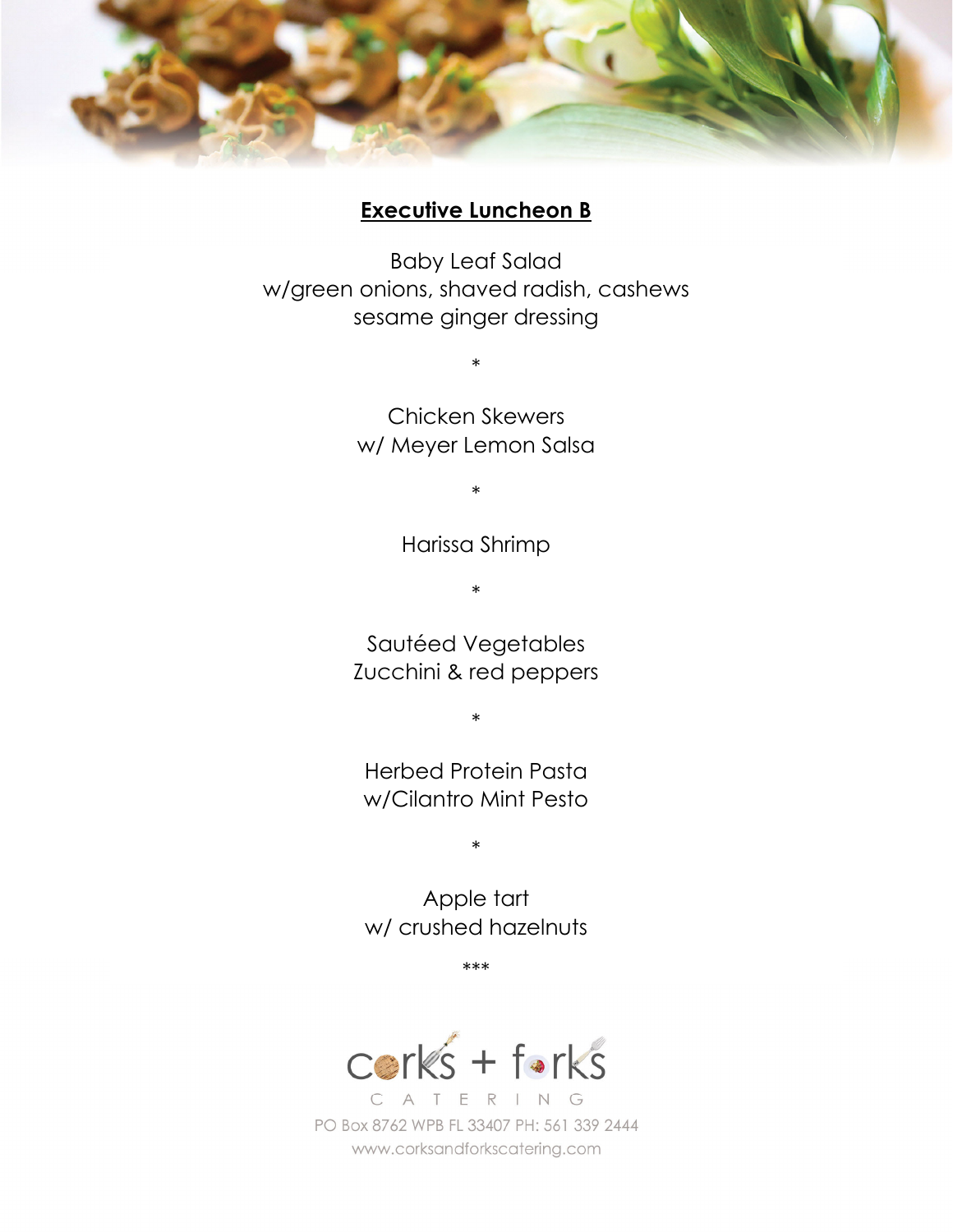## Executive Luncheon B

Baby Leaf Salad
w/green onions, shaved radish, cashews
sesame ginger dressing

*

Chicken Skewers
w/ Meyer Lemon Salsa

*

Harissa Shrimp

*

Sautéed Vegetables
Zucchini & red peppers

*

Herbed Protein Pasta
w/Cilantro Mint Pesto

*

Apple tart
w/ crushed hazelnuts

***

corks + forks
CATERING

PO Box 8762 WPB FL 33407 PH: 561 339 2444
www.corksandforkscatering.com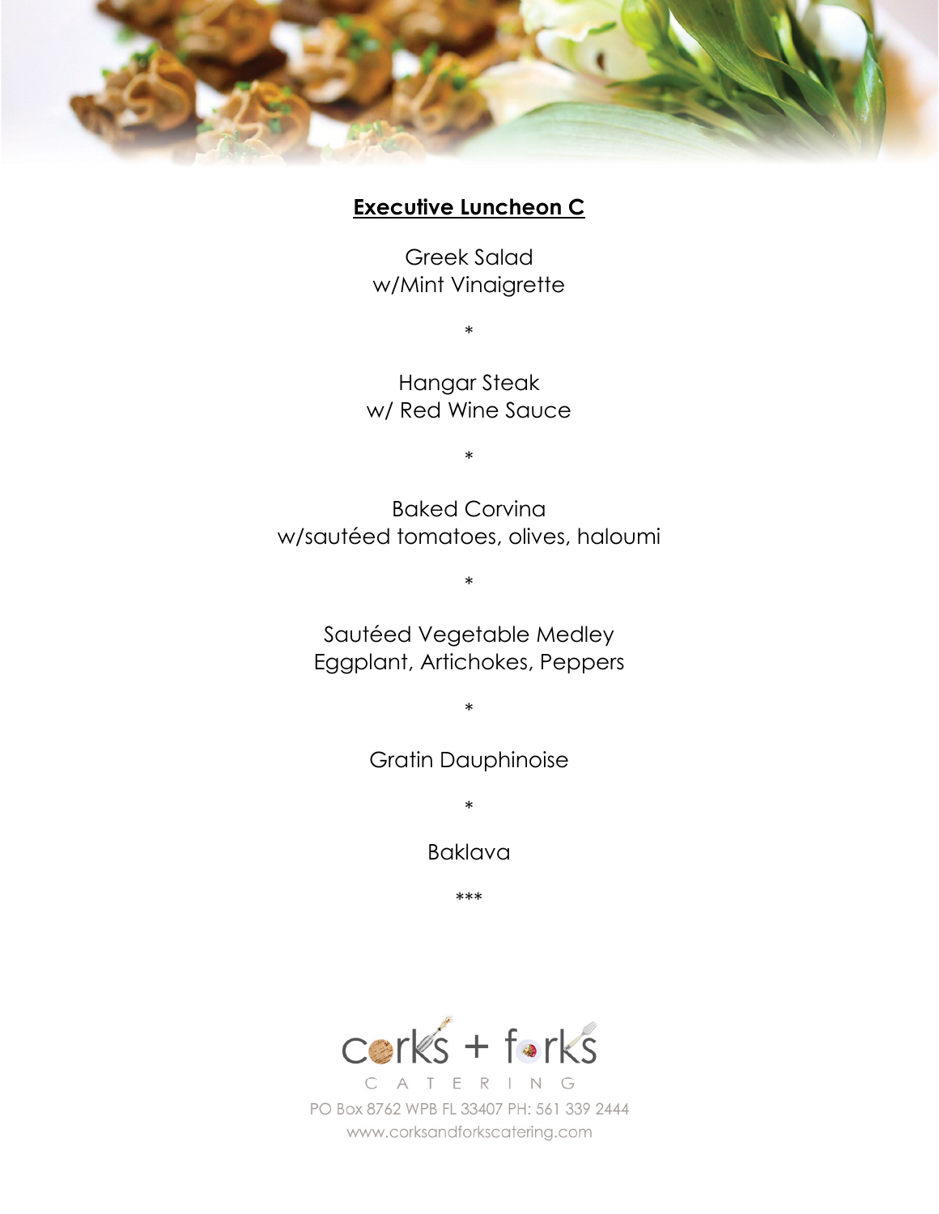## Executive Luncheon C

Greek Salad
w/Mint Vinaigrette

*

Hangar Steak
w/ Red Wine Sauce

*

Baked Corvina
w/sautéed tomatoes, olives, haloumi

*

Sautéed Vegetable Medley
Eggplant, Artichokes, Peppers

*

Gratin Dauphinoise

*

Baklava

***

corks + forks
CATERING
PO Box 8762 WPB FL 33407 PH: 561 339 2444
www.corksandforkscatering.com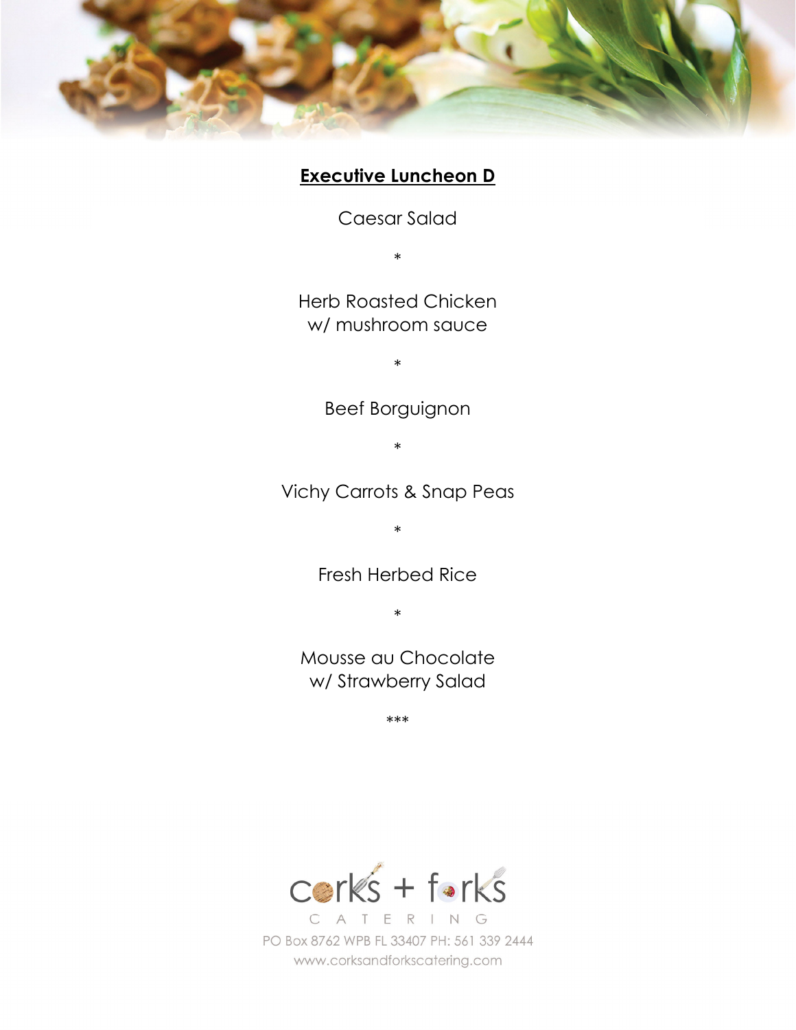## Executive Luncheon D

Caesar Salad

*

Herb Roasted Chicken
w/ mushroom sauce

*

Beef Borguignon

*

Vichy Carrots & Snap Peas

*

Fresh Herbed Rice

*

Mousse au Chocolate
w/ Strawberry Salad

***

corks + forks
CATERING
PO Box 8762 WPB FL 33407 PH: 561 339 2444
www.corksandforkscatering.com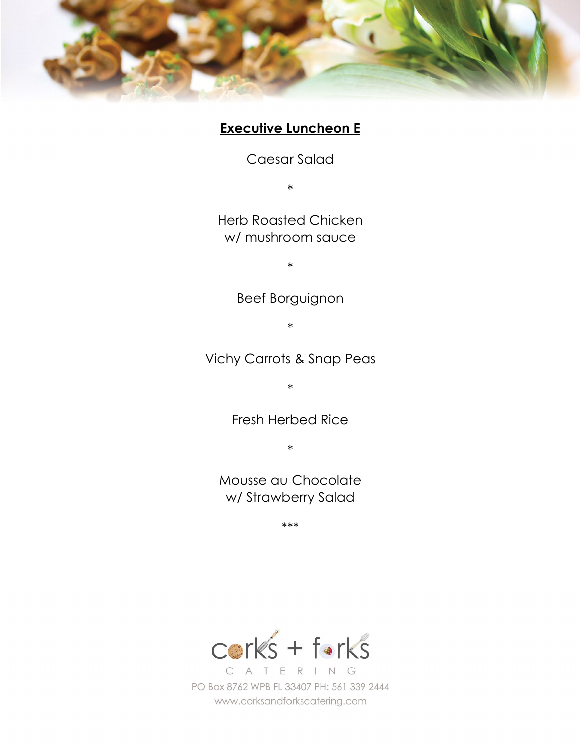## Executive Luncheon E

Caesar Salad

*

Herb Roasted Chicken
w/ mushroom sauce

*

Beef Borguignon

*

Vichy Carrots & Snap Peas

*

Fresh Herbed Rice

*

Mousse au Chocolate
w/ Strawberry Salad

***

corks + forks
CATERING
PO Box 8762 WPB FL 33407 PH: 561 339 2444
www.corksandforkscatering.com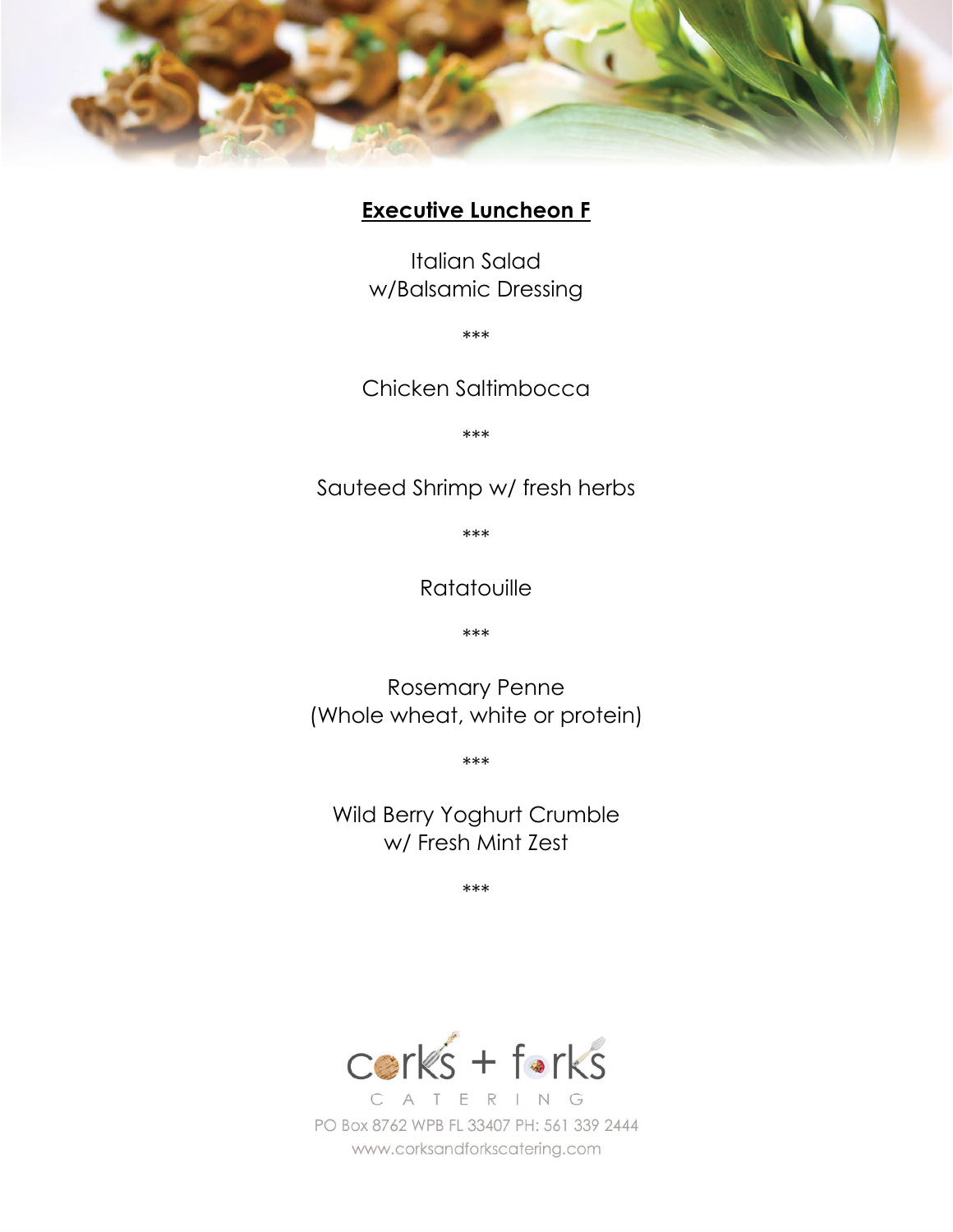## Executive Luncheon F

Italian Salad
w/Balsamic Dressing

***

Chicken Saltimbocca

***

Sauteed Shrimp w/ fresh herbs

***

Ratatouille

***

Rosemary Penne
(Whole wheat, white or protein)

***

Wild Berry Yoghurt Crumble
w/ Fresh Mint Zest

***

corks + forks
CATERING
PO Box 8762 WPB FL 33407 PH: 561 339 2444
www.corksandforkscatering.com